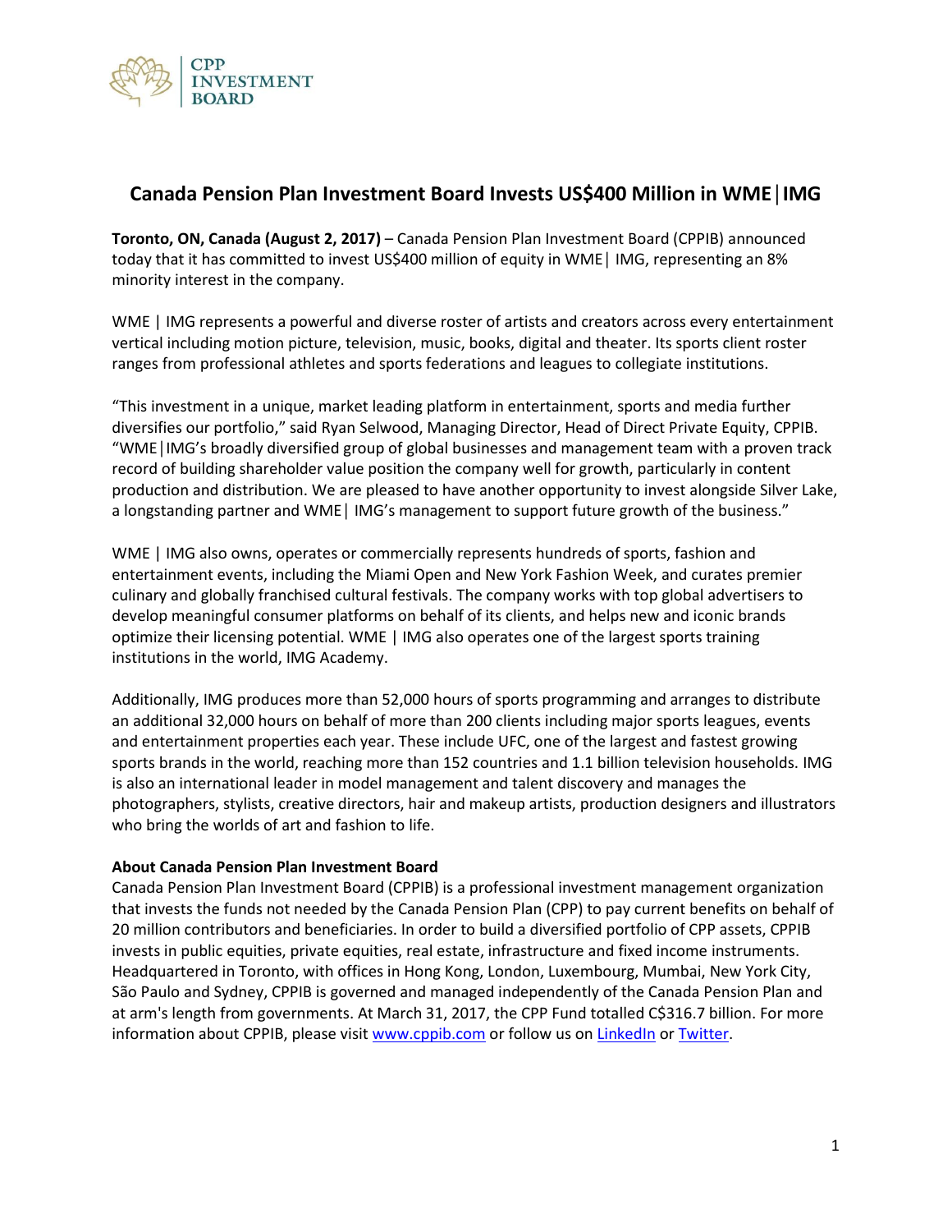# Canada Pension Plan Investment Board Invests US$400 Million in WME | IMG

**Toronto, ON, Canada (August 2, 2017)** – Canada Pension Plan Investment Board (CPPIB) announced today that it has committed to invest US$400 million of equity in WME | IMG, representing an 8% minority interest in the company.

WME | IMG represents a powerful and diverse roster of artists and creators across every entertainment vertical including motion picture, television, music, books, digital and theater. Its sports client roster ranges from professional athletes and sports federations and leagues to collegiate institutions.

"This investment in a unique, market leading platform in entertainment, sports and media further diversifies our portfolio," said Ryan Selwood, Managing Director, Head of Direct Private Equity, CPPIB. "WME|IMG's broadly diversified group of global businesses and management team with a proven track record of building shareholder value position the company well for growth, particularly in content production and distribution. We are pleased to have another opportunity to invest alongside Silver Lake, a longstanding partner and WME | IMG's management to support future growth of the business."

WME | IMG also owns, operates or commercially represents hundreds of sports, fashion and entertainment events, including the Miami Open and New York Fashion Week, and curates premier culinary and globally franchised cultural festivals. The company works with top global advertisers to develop meaningful consumer platforms on behalf of its clients, and helps new and iconic brands optimize their licensing potential. WME | IMG also operates one of the largest sports training institutions in the world, IMG Academy.

Additionally, IMG produces more than 52,000 hours of sports programming and arranges to distribute an additional 32,000 hours on behalf of more than 200 clients including major sports leagues, events and entertainment properties each year. These include UFC, one of the largest and fastest growing sports brands in the world, reaching more than 152 countries and 1.1 billion television households. IMG is also an international leader in model management and talent discovery and manages the photographers, stylists, creative directors, hair and makeup artists, production designers and illustrators who bring the worlds of art and fashion to life.

**About Canada Pension Plan Investment Board**

Canada Pension Plan Investment Board (CPPIB) is a professional investment management organization that invests the funds not needed by the Canada Pension Plan (CPP) to pay current benefits on behalf of 20 million contributors and beneficiaries. In order to build a diversified portfolio of CPP assets, CPPIB invests in public equities, private equities, real estate, infrastructure and fixed income instruments. Headquartered in Toronto, with offices in Hong Kong, London, Luxembourg, Mumbai, New York City, São Paulo and Sydney, CPPIB is governed and managed independently of the Canada Pension Plan and at arm's length from governments. At March 31, 2017, the CPP Fund totalled C$316.7 billion. For more information about CPPIB, please visit www.cppib.com or follow us on LinkedIn or Twitter.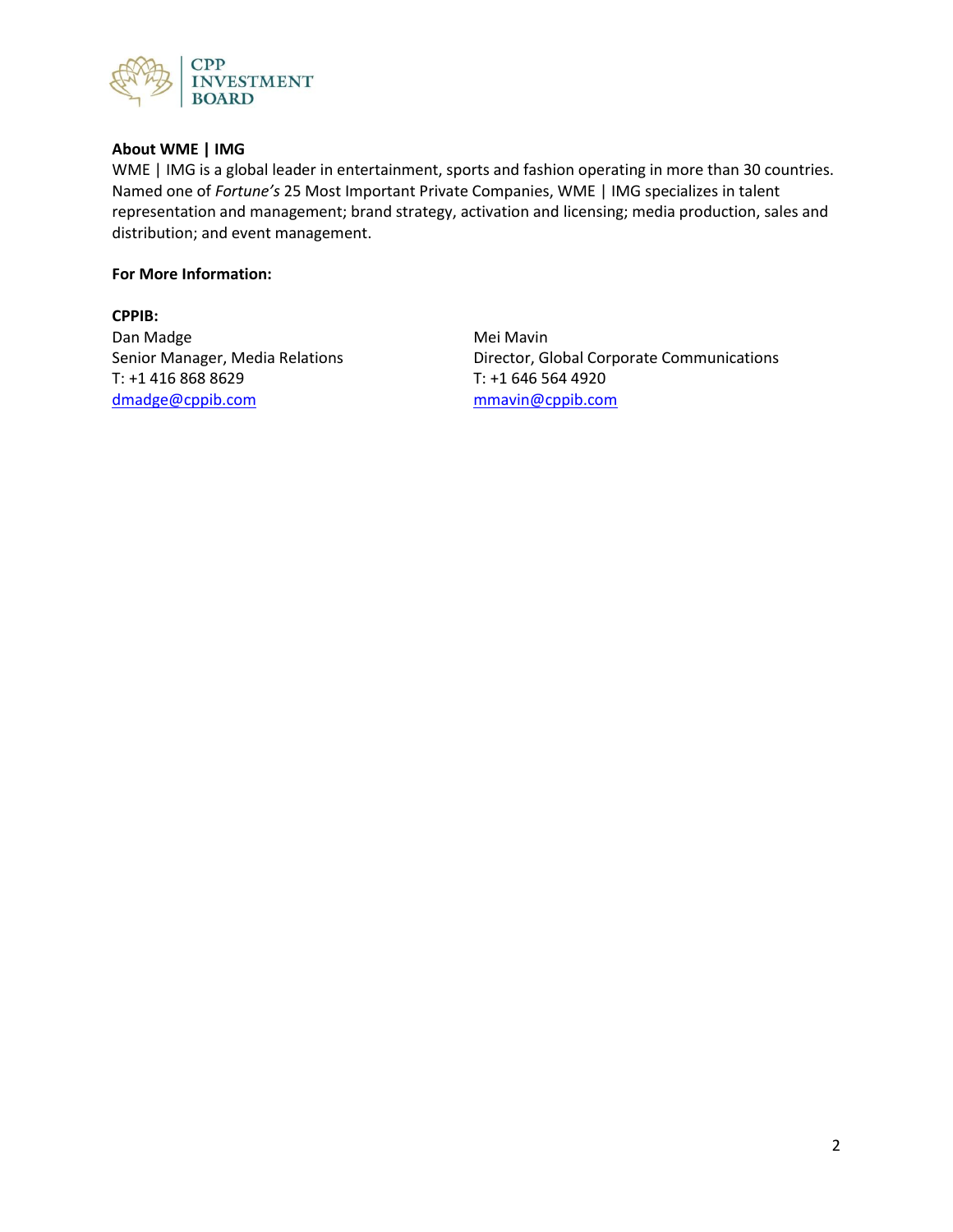**About WME | IMG**

WME | IMG is a global leader in entertainment, sports and fashion operating in more than 30 countries. Named one of *Fortune's* 25 Most Important Private Companies, WME | IMG specializes in talent representation and management; brand strategy, activation and licensing; media production, sales and distribution; and event management.

**For More Information:**

**CPPIB:**

Dan Madge
Senior Manager, Media Relations
T: +1 416 868 8629
dmadge@cppib.com

Mei Mavin
Director, Global Corporate Communications
T: +1 646 564 4920
mmavin@cppib.com